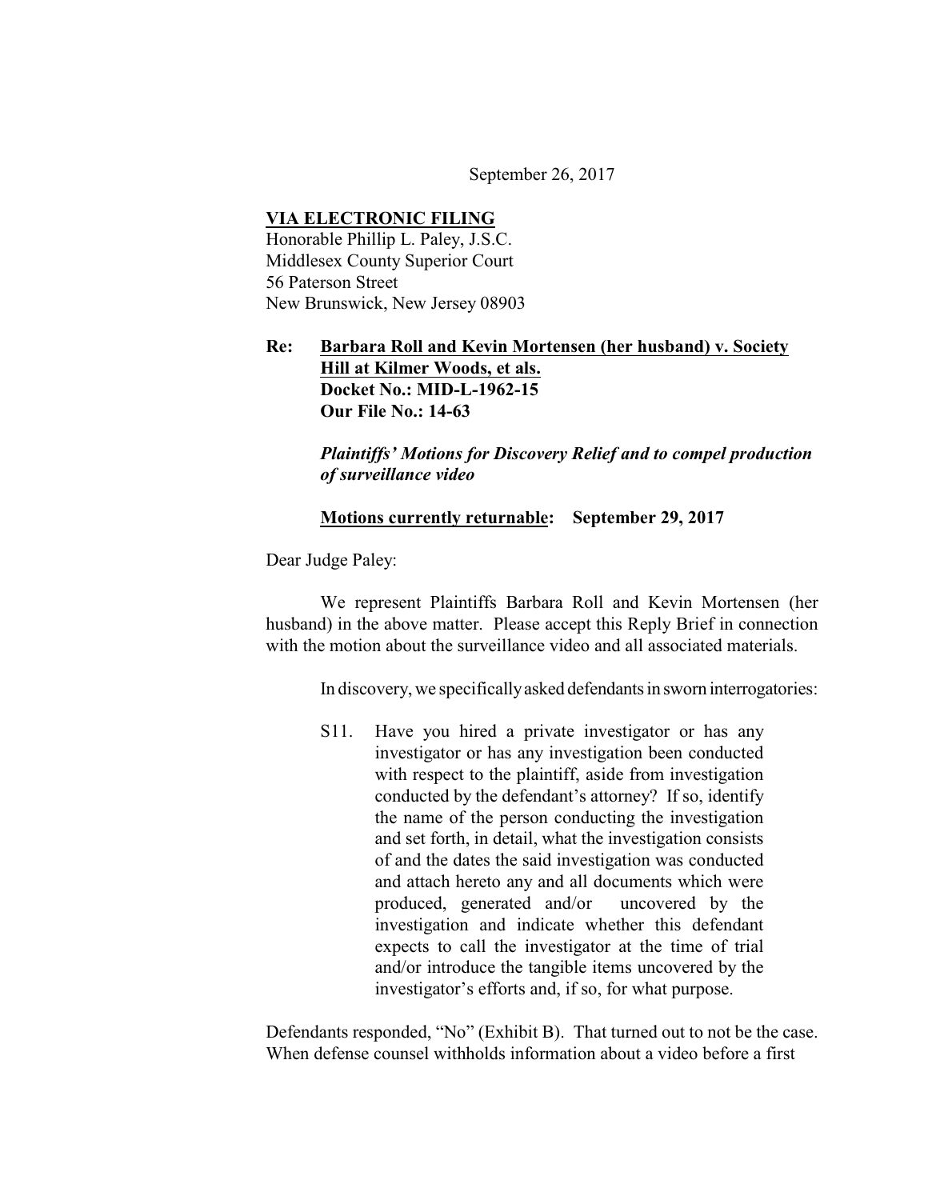September 26, 2017

**<u>VIA ELECTRONIC FILING</u>**
Honorable Phillip L. Paley, J.S.C.
Middlesex County Superior Court
56 Paterson Street
New Brunswick, New Jersey 08903

**Re: <u>Barbara Roll and Kevin Mortensen (her husband) v. Society Hill at Kilmer Woods, et als.</u>**
**Docket No.: MID-L-1962-15**
**Our File No.: 14-63**

***Plaintiffs' Motions for Discovery Relief and to compel production of surveillance video***

**<u>Motions currently returnable</u>: September 29, 2017**

Dear Judge Paley:

We represent Plaintiffs Barbara Roll and Kevin Mortensen (her husband) in the above matter. Please accept this Reply Brief in connection with the motion about the surveillance video and all associated materials.

In discovery, we specifically asked defendants in sworn interrogatories:

> S11. Have you hired a private investigator or has any investigator or has any investigation been conducted with respect to the plaintiff, aside from investigation conducted by the defendant's attorney? If so, identify the name of the person conducting the investigation and set forth, in detail, what the investigation consists of and the dates the said investigation was conducted and attach hereto any and all documents which were produced, generated and/or uncovered by the investigation and indicate whether this defendant expects to call the investigator at the time of trial and/or introduce the tangible items uncovered by the investigator's efforts and, if so, for what purpose.

Defendants responded, "No" (Exhibit B). That turned out to not be the case. When defense counsel withholds information about a video before a first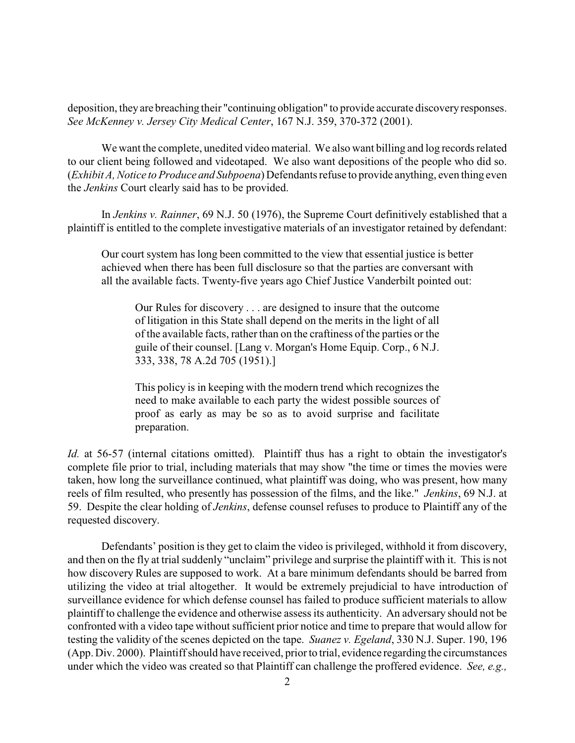deposition, they are breaching their "continuing obligation" to provide accurate discovery responses. *See McKenney v. Jersey City Medical Center*, 167 N.J. 359, 370-372 (2001).

We want the complete, unedited video material. We also want billing and log records related to our client being followed and videotaped. We also want depositions of the people who did so. (*Exhibit A, Notice to Produce and Subpoena*) Defendants refuse to provide anything, even thing even the *Jenkins* Court clearly said has to be provided.

In *Jenkins v. Rainner*, 69 N.J. 50 (1976), the Supreme Court definitively established that a plaintiff is entitled to the complete investigative materials of an investigator retained by defendant:

> Our court system has long been committed to the view that essential justice is better achieved when there has been full disclosure so that the parties are conversant with all the available facts. Twenty-five years ago Chief Justice Vanderbilt pointed out:
>
> > Our Rules for discovery . . . are designed to insure that the outcome of litigation in this State shall depend on the merits in the light of all of the available facts, rather than on the craftiness of the parties or the guile of their counsel. [Lang v. Morgan's Home Equip. Corp., 6 N.J. 333, 338, 78 A.2d 705 (1951).]
>
> > This policy is in keeping with the modern trend which recognizes the need to make available to each party the widest possible sources of proof as early as may be so as to avoid surprise and facilitate preparation.

*Id.* at 56-57 (internal citations omitted). Plaintiff thus has a right to obtain the investigator's complete file prior to trial, including materials that may show "the time or times the movies were taken, how long the surveillance continued, what plaintiff was doing, who was present, how many reels of film resulted, who presently has possession of the films, and the like." *Jenkins*, 69 N.J. at 59. Despite the clear holding of *Jenkins*, defense counsel refuses to produce to Plaintiff any of the requested discovery.

Defendants' position is they get to claim the video is privileged, withhold it from discovery, and then on the fly at trial suddenly "unclaim" privilege and surprise the plaintiff with it. This is not how discovery Rules are supposed to work. At a bare minimum defendants should be barred from utilizing the video at trial altogether. It would be extremely prejudicial to have introduction of surveillance evidence for which defense counsel has failed to produce sufficient materials to allow plaintiff to challenge the evidence and otherwise assess its authenticity. An adversary should not be confronted with a video tape without sufficient prior notice and time to prepare that would allow for testing the validity of the scenes depicted on the tape. *Suanez v. Egeland*, 330 N.J. Super. 190, 196 (App. Div. 2000). Plaintiff should have received, prior to trial, evidence regarding the circumstances under which the video was created so that Plaintiff can challenge the proffered evidence. *See, e.g.,*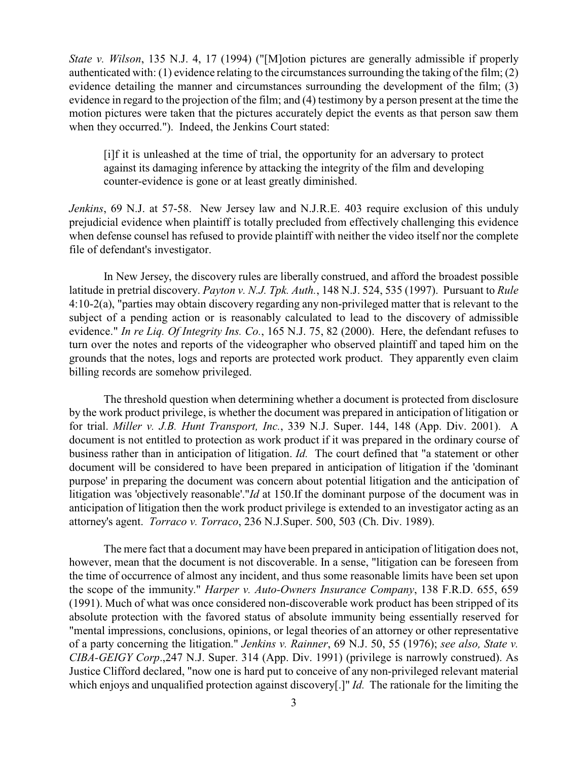*State v. Wilson*, 135 N.J. 4, 17 (1994) ("[M]otion pictures are generally admissible if properly authenticated with: (1) evidence relating to the circumstances surrounding the taking of the film; (2) evidence detailing the manner and circumstances surrounding the development of the film; (3) evidence in regard to the projection of the film; and (4) testimony by a person present at the time the motion pictures were taken that the pictures accurately depict the events as that person saw them when they occurred."). Indeed, the Jenkins Court stated:

> [i]f it is unleashed at the time of trial, the opportunity for an adversary to protect against its damaging inference by attacking the integrity of the film and developing counter-evidence is gone or at least greatly diminished.

*Jenkins*, 69 N.J. at 57-58. New Jersey law and N.J.R.E. 403 require exclusion of this unduly prejudicial evidence when plaintiff is totally precluded from effectively challenging this evidence when defense counsel has refused to provide plaintiff with neither the video itself nor the complete file of defendant's investigator.

In New Jersey, the discovery rules are liberally construed, and afford the broadest possible latitude in pretrial discovery. *Payton v. N.J. Tpk. Auth.*, 148 N.J. 524, 535 (1997). Pursuant to *Rule* 4:10-2(a), "parties may obtain discovery regarding any non-privileged matter that is relevant to the subject of a pending action or is reasonably calculated to lead to the discovery of admissible evidence." *In re Liq. Of Integrity Ins. Co.*, 165 N.J. 75, 82 (2000). Here, the defendant refuses to turn over the notes and reports of the videographer who observed plaintiff and taped him on the grounds that the notes, logs and reports are protected work product. They apparently even claim billing records are somehow privileged.

The threshold question when determining whether a document is protected from disclosure by the work product privilege, is whether the document was prepared in anticipation of litigation or for trial. *Miller v. J.B. Hunt Transport, Inc.*, 339 N.J. Super. 144, 148 (App. Div. 2001). A document is not entitled to protection as work product if it was prepared in the ordinary course of business rather than in anticipation of litigation. *Id.* The court defined that "a statement or other document will be considered to have been prepared in anticipation of litigation if the 'dominant purpose' in preparing the document was concern about potential litigation and the anticipation of litigation was 'objectively reasonable'."*Id* at 150.If the dominant purpose of the document was in anticipation of litigation then the work product privilege is extended to an investigator acting as an attorney's agent. *Torraco v. Torraco*, 236 N.J.Super. 500, 503 (Ch. Div. 1989).

The mere fact that a document may have been prepared in anticipation of litigation does not, however, mean that the document is not discoverable. In a sense, "litigation can be foreseen from the time of occurrence of almost any incident, and thus some reasonable limits have been set upon the scope of the immunity." *Harper v. Auto-Owners Insurance Company*, 138 F.R.D. 655, 659 (1991). Much of what was once considered non-discoverable work product has been stripped of its absolute protection with the favored status of absolute immunity being essentially reserved for "mental impressions, conclusions, opinions, or legal theories of an attorney or other representative of a party concerning the litigation." *Jenkins v. Rainner*, 69 N.J. 50, 55 (1976); *see also, State v. CIBA-GEIGY Corp*.,247 N.J. Super. 314 (App. Div. 1991) (privilege is narrowly construed). As Justice Clifford declared, "now one is hard put to conceive of any non-privileged relevant material which enjoys and unqualified protection against discovery[.]" *Id.* The rationale for the limiting the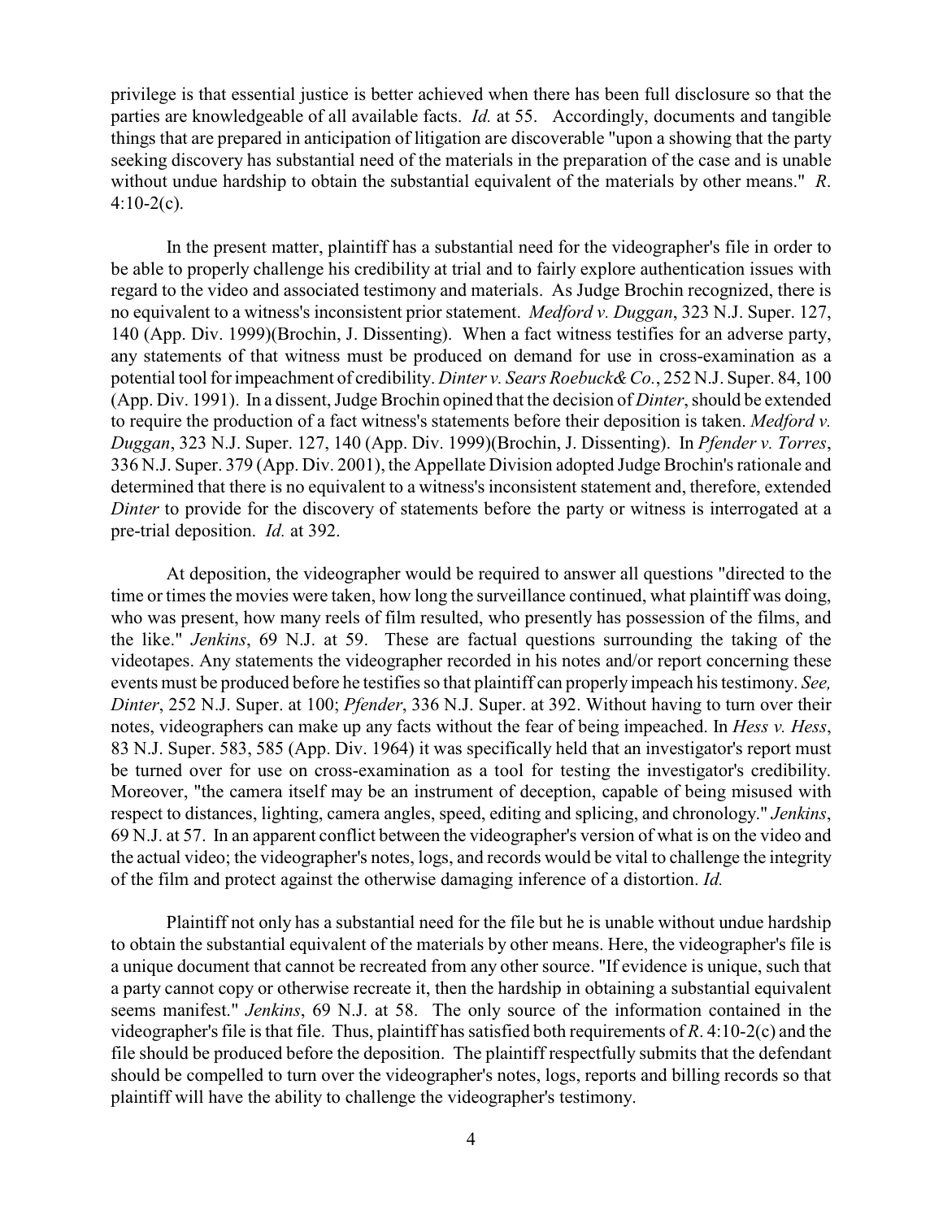privilege is that essential justice is better achieved when there has been full disclosure so that the parties are knowledgeable of all available facts. *Id.* at 55. Accordingly, documents and tangible things that are prepared in anticipation of litigation are discoverable "upon a showing that the party seeking discovery has substantial need of the materials in the preparation of the case and is unable without undue hardship to obtain the substantial equivalent of the materials by other means." *R.* 4:10-2(c).

In the present matter, plaintiff has a substantial need for the videographer's file in order to be able to properly challenge his credibility at trial and to fairly explore authentication issues with regard to the video and associated testimony and materials. As Judge Brochin recognized, there is no equivalent to a witness's inconsistent prior statement. *Medford v. Duggan*, 323 N.J. Super. 127, 140 (App. Div. 1999)(Brochin, J. Dissenting). When a fact witness testifies for an adverse party, any statements of that witness must be produced on demand for use in cross-examination as a potential tool for impeachment of credibility. *Dinter v. Sears Roebuck& Co.*, 252 N.J. Super. 84, 100 (App. Div. 1991). In a dissent, Judge Brochin opined that the decision of *Dinter*, should be extended to require the production of a fact witness's statements before their deposition is taken. *Medford v. Duggan*, 323 N.J. Super. 127, 140 (App. Div. 1999)(Brochin, J. Dissenting). In *Pfender v. Torres*, 336 N.J. Super. 379 (App. Div. 2001), the Appellate Division adopted Judge Brochin's rationale and determined that there is no equivalent to a witness's inconsistent statement and, therefore, extended *Dinter* to provide for the discovery of statements before the party or witness is interrogated at a pre-trial deposition. *Id.* at 392.

At deposition, the videographer would be required to answer all questions "directed to the time or times the movies were taken, how long the surveillance continued, what plaintiff was doing, who was present, how many reels of film resulted, who presently has possession of the films, and the like." *Jenkins*, 69 N.J. at 59. These are factual questions surrounding the taking of the videotapes. Any statements the videographer recorded in his notes and/or report concerning these events must be produced before he testifies so that plaintiff can properly impeach his testimony. *See, Dinter*, 252 N.J. Super. at 100; *Pfender*, 336 N.J. Super. at 392. Without having to turn over their notes, videographers can make up any facts without the fear of being impeached. In *Hess v. Hess*, 83 N.J. Super. 583, 585 (App. Div. 1964) it was specifically held that an investigator's report must be turned over for use on cross-examination as a tool for testing the investigator's credibility. Moreover, "the camera itself may be an instrument of deception, capable of being misused with respect to distances, lighting, camera angles, speed, editing and splicing, and chronology." *Jenkins*, 69 N.J. at 57. In an apparent conflict between the videographer's version of what is on the video and the actual video; the videographer's notes, logs, and records would be vital to challenge the integrity of the film and protect against the otherwise damaging inference of a distortion. *Id.*

Plaintiff not only has a substantial need for the file but he is unable without undue hardship to obtain the substantial equivalent of the materials by other means. Here, the videographer's file is a unique document that cannot be recreated from any other source. "If evidence is unique, such that a party cannot copy or otherwise recreate it, then the hardship in obtaining a substantial equivalent seems manifest." *Jenkins*, 69 N.J. at 58. The only source of the information contained in the videographer's file is that file. Thus, plaintiff has satisfied both requirements of *R.* 4:10-2(c) and the file should be produced before the deposition. The plaintiff respectfully submits that the defendant should be compelled to turn over the videographer's notes, logs, reports and billing records so that plaintiff will have the ability to challenge the videographer's testimony.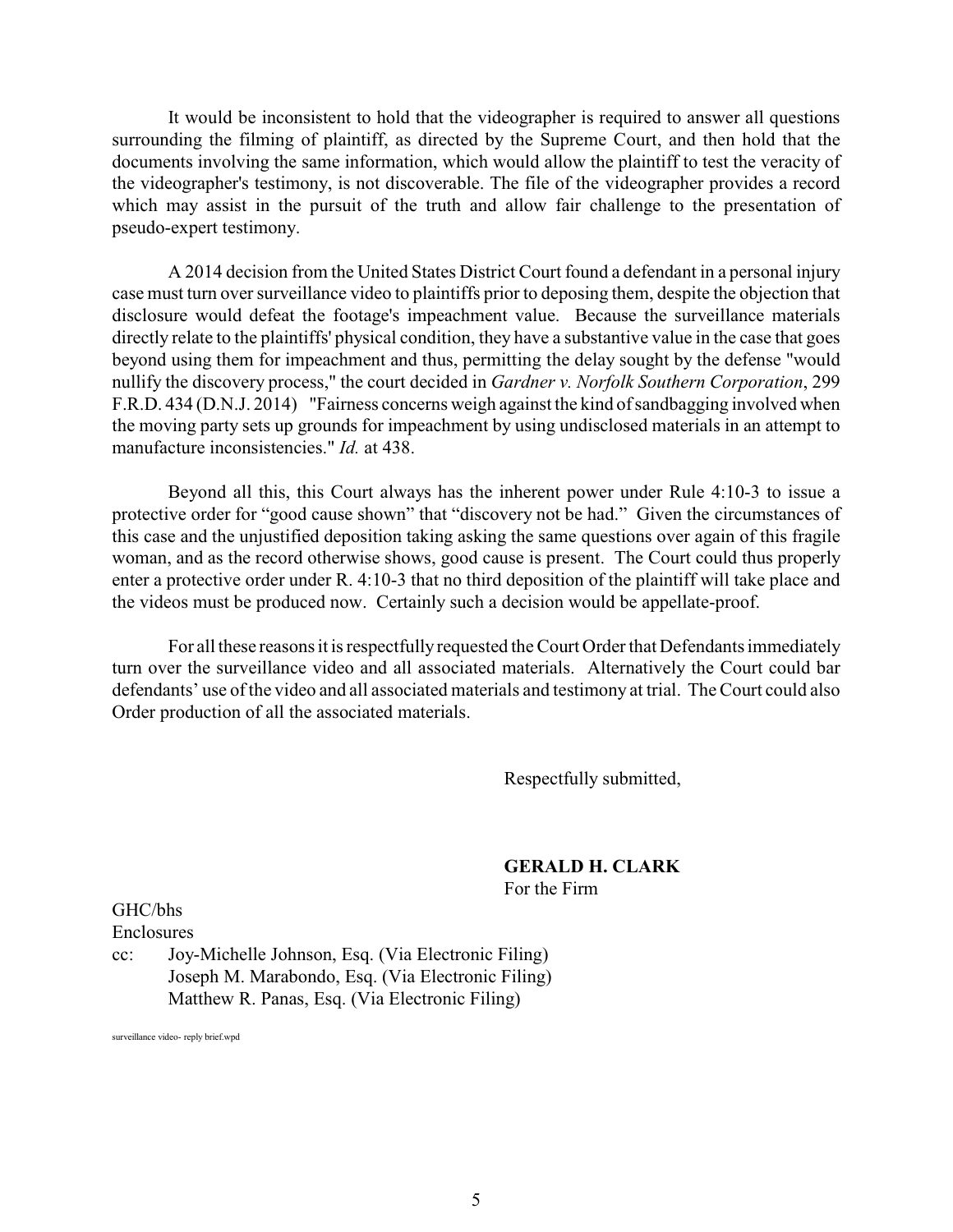It would be inconsistent to hold that the videographer is required to answer all questions surrounding the filming of plaintiff, as directed by the Supreme Court, and then hold that the documents involving the same information, which would allow the plaintiff to test the veracity of the videographer's testimony, is not discoverable. The file of the videographer provides a record which may assist in the pursuit of the truth and allow fair challenge to the presentation of pseudo-expert testimony.

A 2014 decision from the United States District Court found a defendant in a personal injury case must turn over surveillance video to plaintiffs prior to deposing them, despite the objection that disclosure would defeat the footage's impeachment value. Because the surveillance materials directly relate to the plaintiffs' physical condition, they have a substantive value in the case that goes beyond using them for impeachment and thus, permitting the delay sought by the defense "would nullify the discovery process," the court decided in *Gardner v. Norfolk Southern Corporation*, 299 F.R.D. 434 (D.N.J. 2014) "Fairness concerns weigh against the kind of sandbagging involved when the moving party sets up grounds for impeachment by using undisclosed materials in an attempt to manufacture inconsistencies." *Id.* at 438.

Beyond all this, this Court always has the inherent power under Rule 4:10-3 to issue a protective order for "good cause shown" that "discovery not be had." Given the circumstances of this case and the unjustified deposition taking asking the same questions over again of this fragile woman, and as the record otherwise shows, good cause is present. The Court could thus properly enter a protective order under R. 4:10-3 that no third deposition of the plaintiff will take place and the videos must be produced now. Certainly such a decision would be appellate-proof.

For all these reasons it is respectfully requested the Court Order that Defendants immediately turn over the surveillance video and all associated materials. Alternatively the Court could bar defendants' use of the video and all associated materials and testimony at trial. The Court could also Order production of all the associated materials.

Respectfully submitted,

**GERALD H. CLARK**
For the Firm

GHC/bhs
Enclosures
cc: Joy-Michelle Johnson, Esq. (Via Electronic Filing)
Joseph M. Marabondo, Esq. (Via Electronic Filing)
Matthew R. Panas, Esq. (Via Electronic Filing)

surveillance video- reply brief.wpd